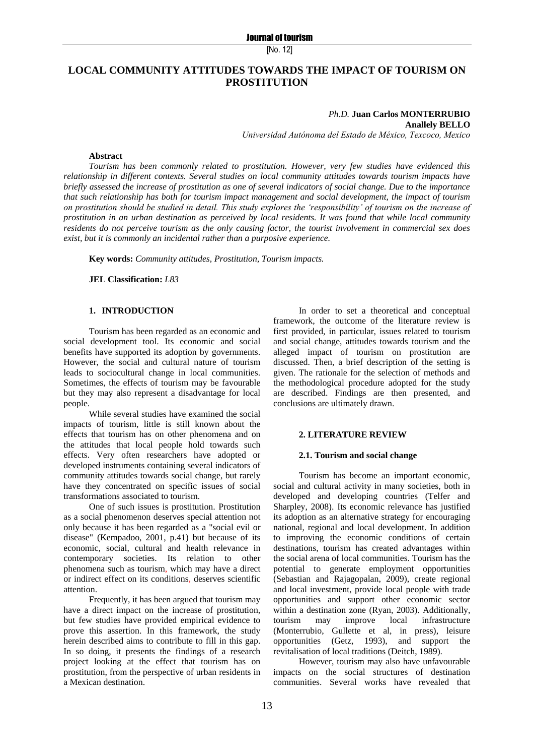# LOCAL COMMUNITY ATTITUDES TOWARDS THE IMPACT OF TOURISM ON PROSTITUTION

*Ph.D.* **Juan Carlos MONTERRUBIO**
**Anallely BELLO**
*Universidad Autónoma del Estado de México, Texcoco, Mexico*

**Abstract**

*Tourism has been commonly related to prostitution. However, very few studies have evidenced this relationship in different contexts. Several studies on local community attitudes towards tourism impacts have briefly assessed the increase of prostitution as one of several indicators of social change. Due to the importance that such relationship has both for tourism impact management and social development, the impact of tourism on prostitution should be studied in detail. This study explores the 'responsibility' of tourism on the increase of prostitution in an urban destination as perceived by local residents. It was found that while local community residents do not perceive tourism as the only causing factor, the tourist involvement in commercial sex does exist, but it is commonly an incidental rather than a purposive experience.*

**Key words:** *Community attitudes, Prostitution, Tourism impacts.*

**JEL Classification:** *L83*

## 1. INTRODUCTION

Tourism has been regarded as an economic and social development tool. Its economic and social benefits have supported its adoption by governments. However, the social and cultural nature of tourism leads to sociocultural change in local communities. Sometimes, the effects of tourism may be favourable but they may also represent a disadvantage for local people.

While several studies have examined the social impacts of tourism, little is still known about the effects that tourism has on other phenomena and on the attitudes that local people hold towards such effects. Very often researchers have adopted or developed instruments containing several indicators of community attitudes towards social change, but rarely have they concentrated on specific issues of social transformations associated to tourism.

One of such issues is prostitution. Prostitution as a social phenomenon deserves special attention not only because it has been regarded as a "social evil or disease" (Kempadoo, 2001, p.41) but because of its economic, social, cultural and health relevance in contemporary societies. Its relation to other phenomena such as tourism, which may have a direct or indirect effect on its conditions, deserves scientific attention.

Frequently, it has been argued that tourism may have a direct impact on the increase of prostitution, but few studies have provided empirical evidence to prove this assertion. In this framework, the study herein described aims to contribute to fill in this gap. In so doing, it presents the findings of a research project looking at the effect that tourism has on prostitution, from the perspective of urban residents in a Mexican destination.

In order to set a theoretical and conceptual framework, the outcome of the literature review is first provided, in particular, issues related to tourism and social change, attitudes towards tourism and the alleged impact of tourism on prostitution are discussed. Then, a brief description of the setting is given. The rationale for the selection of methods and the methodological procedure adopted for the study are described. Findings are then presented, and conclusions are ultimately drawn.

## 2. LITERATURE REVIEW

### 2.1. Tourism and social change

Tourism has become an important economic, social and cultural activity in many societies, both in developed and developing countries (Telfer and Sharpley, 2008). Its economic relevance has justified its adoption as an alternative strategy for encouraging national, regional and local development. In addition to improving the economic conditions of certain destinations, tourism has created advantages within the social arena of local communities. Tourism has the potential to generate employment opportunities (Sebastian and Rajagopalan, 2009), create regional and local investment, provide local people with trade opportunities and support other economic sector within a destination zone (Ryan, 2003). Additionally, tourism may improve local infrastructure (Monterrubio, Gullette et al, in press), leisure opportunities (Getz, 1993), and support the revitalisation of local traditions (Deitch, 1989).

However, tourism may also have unfavourable impacts on the social structures of destination communities. Several works have revealed that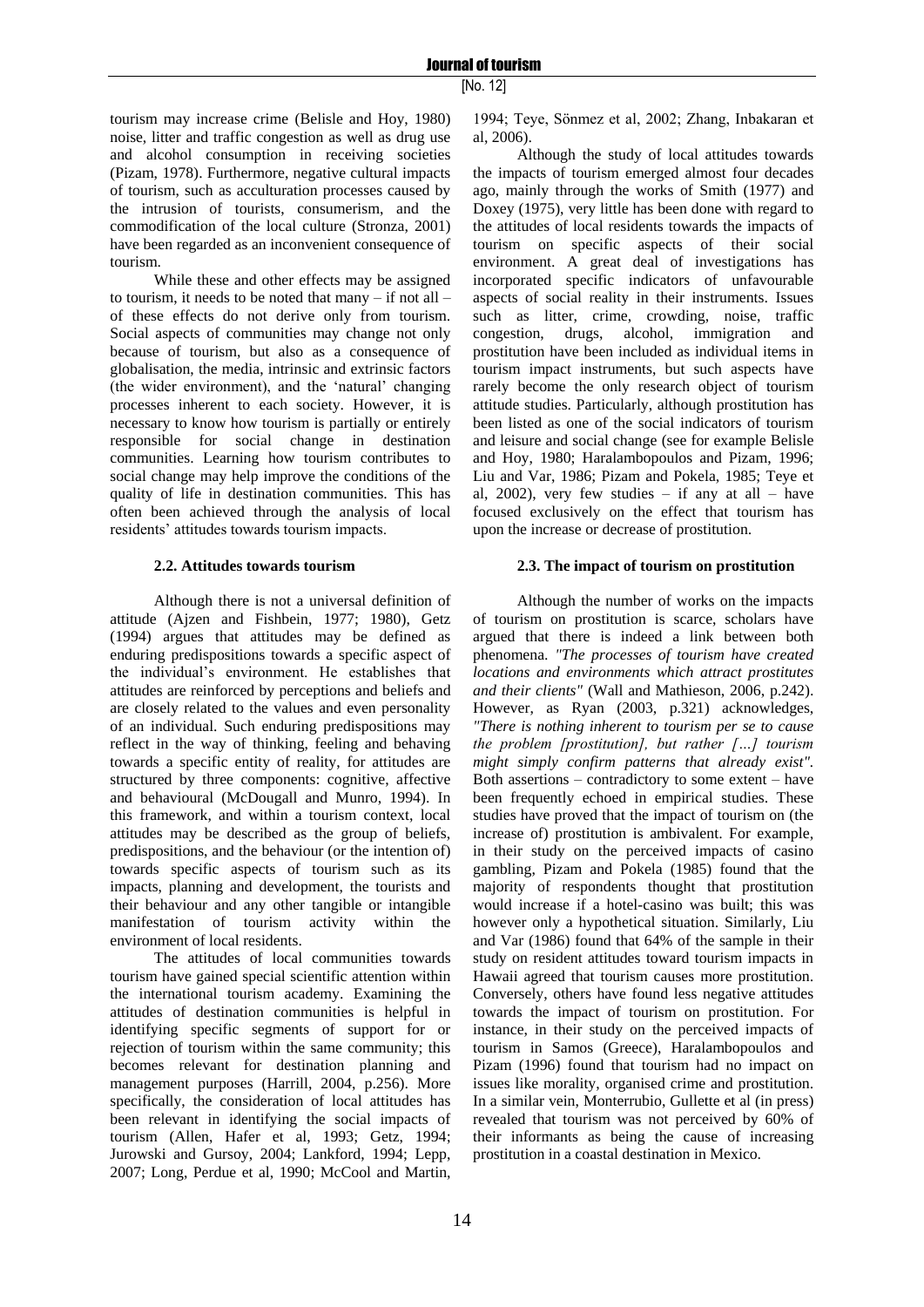tourism may increase crime (Belisle and Hoy, 1980) noise, litter and traffic congestion as well as drug use and alcohol consumption in receiving societies (Pizam, 1978). Furthermore, negative cultural impacts of tourism, such as acculturation processes caused by the intrusion of tourists, consumerism, and the commodification of the local culture (Stronza, 2001) have been regarded as an inconvenient consequence of tourism.

While these and other effects may be assigned to tourism, it needs to be noted that many – if not all – of these effects do not derive only from tourism. Social aspects of communities may change not only because of tourism, but also as a consequence of globalisation, the media, intrinsic and extrinsic factors (the wider environment), and the 'natural' changing processes inherent to each society. However, it is necessary to know how tourism is partially or entirely responsible for social change in destination communities. Learning how tourism contributes to social change may help improve the conditions of the quality of life in destination communities. This has often been achieved through the analysis of local residents' attitudes towards tourism impacts.

### 2.2. Attitudes towards tourism

Although there is not a universal definition of attitude (Ajzen and Fishbein, 1977; 1980), Getz (1994) argues that attitudes may be defined as enduring predispositions towards a specific aspect of the individual's environment. He establishes that attitudes are reinforced by perceptions and beliefs and are closely related to the values and even personality of an individual. Such enduring predispositions may reflect in the way of thinking, feeling and behaving towards a specific entity of reality, for attitudes are structured by three components: cognitive, affective and behavioural (McDougall and Munro, 1994). In this framework, and within a tourism context, local attitudes may be described as the group of beliefs, predispositions, and the behaviour (or the intention of) towards specific aspects of tourism such as its impacts, planning and development, the tourists and their behaviour and any other tangible or intangible manifestation of tourism activity within the environment of local residents.

The attitudes of local communities towards tourism have gained special scientific attention within the international tourism academy. Examining the attitudes of destination communities is helpful in identifying specific segments of support for or rejection of tourism within the same community; this becomes relevant for destination planning and management purposes (Harrill, 2004, p.256). More specifically, the consideration of local attitudes has been relevant in identifying the social impacts of tourism (Allen, Hafer et al, 1993; Getz, 1994; Jurowski and Gursoy, 2004; Lankford, 1994; Lepp, 2007; Long, Perdue et al, 1990; McCool and Martin, 1994; Teye, Sönmez et al, 2002; Zhang, Inbakaran et al, 2006).

Although the study of local attitudes towards the impacts of tourism emerged almost four decades ago, mainly through the works of Smith (1977) and Doxey (1975), very little has been done with regard to the attitudes of local residents towards the impacts of tourism on specific aspects of their social environment. A great deal of investigations has incorporated specific indicators of unfavourable aspects of social reality in their instruments. Issues such as litter, crime, crowding, noise, traffic congestion, drugs, alcohol, immigration and prostitution have been included as individual items in tourism impact instruments, but such aspects have rarely become the only research object of tourism attitude studies. Particularly, although prostitution has been listed as one of the social indicators of tourism and leisure and social change (see for example Belisle and Hoy, 1980; Haralambopoulos and Pizam, 1996; Liu and Var, 1986; Pizam and Pokela, 1985; Teye et al, 2002), very few studies – if any at all – have focused exclusively on the effect that tourism has upon the increase or decrease of prostitution.

### 2.3. The impact of tourism on prostitution

Although the number of works on the impacts of tourism on prostitution is scarce, scholars have argued that there is indeed a link between both phenomena. *"The processes of tourism have created locations and environments which attract prostitutes and their clients"* (Wall and Mathieson, 2006, p.242). However, as Ryan (2003, p.321) acknowledges, *"There is nothing inherent to tourism per se to cause the problem [prostitution], but rather […] tourism might simply confirm patterns that already exist".* Both assertions – contradictory to some extent – have been frequently echoed in empirical studies. These studies have proved that the impact of tourism on (the increase of) prostitution is ambivalent. For example, in their study on the perceived impacts of casino gambling, Pizam and Pokela (1985) found that the majority of respondents thought that prostitution would increase if a hotel-casino was built; this was however only a hypothetical situation. Similarly, Liu and Var (1986) found that 64% of the sample in their study on resident attitudes toward tourism impacts in Hawaii agreed that tourism causes more prostitution. Conversely, others have found less negative attitudes towards the impact of tourism on prostitution. For instance, in their study on the perceived impacts of tourism in Samos (Greece), Haralambopoulos and Pizam (1996) found that tourism had no impact on issues like morality, organised crime and prostitution. In a similar vein, Monterrubio, Gullette et al (in press) revealed that tourism was not perceived by 60% of their informants as being the cause of increasing prostitution in a coastal destination in Mexico.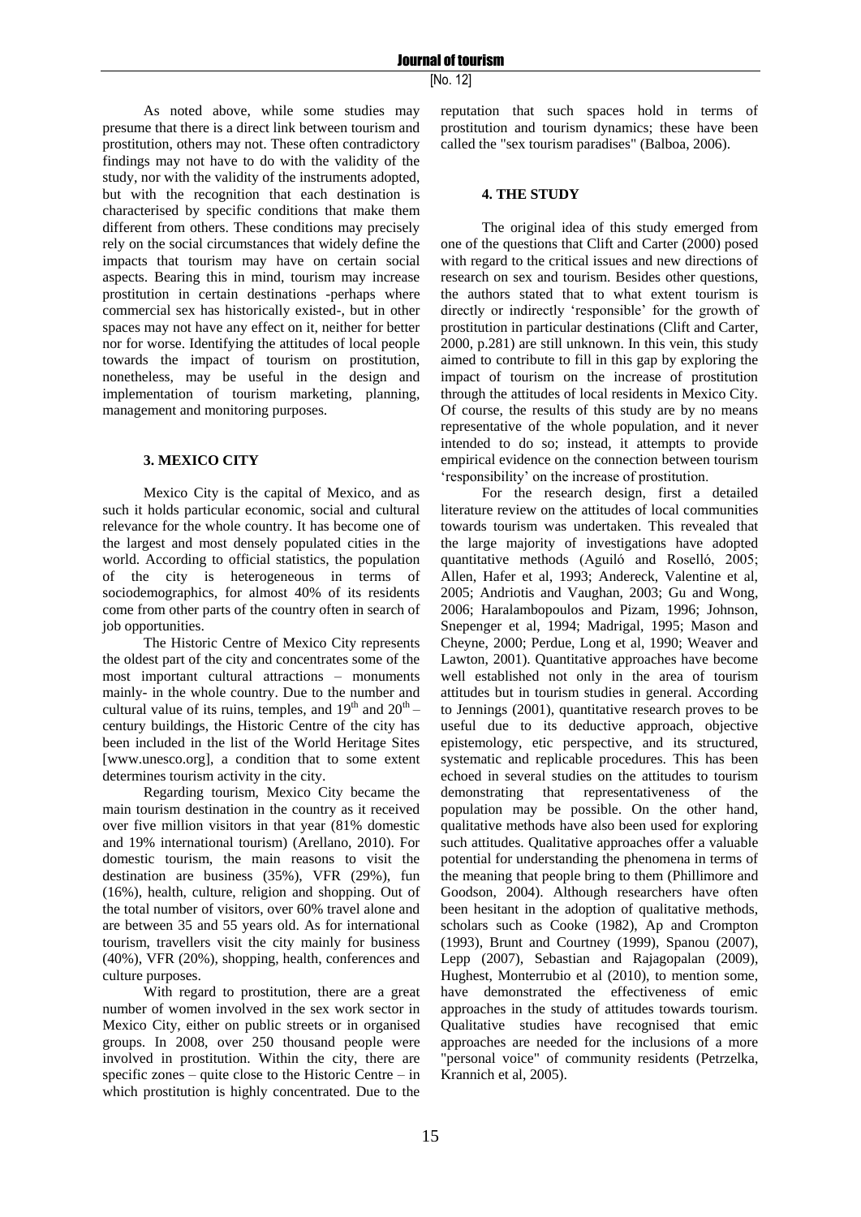As noted above, while some studies may presume that there is a direct link between tourism and prostitution, others may not. These often contradictory findings may not have to do with the validity of the study, nor with the validity of the instruments adopted, but with the recognition that each destination is characterised by specific conditions that make them different from others. These conditions may precisely rely on the social circumstances that widely define the impacts that tourism may have on certain social aspects. Bearing this in mind, tourism may increase prostitution in certain destinations -perhaps where commercial sex has historically existed-, but in other spaces may not have any effect on it, neither for better nor for worse. Identifying the attitudes of local people towards the impact of tourism on prostitution, nonetheless, may be useful in the design and implementation of tourism marketing, planning, management and monitoring purposes.

## 3. MEXICO CITY

Mexico City is the capital of Mexico, and as such it holds particular economic, social and cultural relevance for the whole country. It has become one of the largest and most densely populated cities in the world. According to official statistics, the population of the city is heterogeneous in terms of sociodemographics, for almost 40% of its residents come from other parts of the country often in search of job opportunities.

The Historic Centre of Mexico City represents the oldest part of the city and concentrates some of the most important cultural attractions – monuments mainly- in the whole country. Due to the number and cultural value of its ruins, temples, and 19th and 20th – century buildings, the Historic Centre of the city has been included in the list of the World Heritage Sites [www.unesco.org], a condition that to some extent determines tourism activity in the city.

Regarding tourism, Mexico City became the main tourism destination in the country as it received over five million visitors in that year (81% domestic and 19% international tourism) (Arellano, 2010). For domestic tourism, the main reasons to visit the destination are business (35%), VFR (29%), fun (16%), health, culture, religion and shopping. Out of the total number of visitors, over 60% travel alone and are between 35 and 55 years old. As for international tourism, travellers visit the city mainly for business (40%), VFR (20%), shopping, health, conferences and culture purposes.

With regard to prostitution, there are a great number of women involved in the sex work sector in Mexico City, either on public streets or in organised groups. In 2008, over 250 thousand people were involved in prostitution. Within the city, there are specific zones – quite close to the Historic Centre – in which prostitution is highly concentrated. Due to the reputation that such spaces hold in terms of prostitution and tourism dynamics; these have been called the "sex tourism paradises" (Balboa, 2006).

## 4. THE STUDY

The original idea of this study emerged from one of the questions that Clift and Carter (2000) posed with regard to the critical issues and new directions of research on sex and tourism. Besides other questions, the authors stated that to what extent tourism is directly or indirectly 'responsible' for the growth of prostitution in particular destinations (Clift and Carter, 2000, p.281) are still unknown. In this vein, this study aimed to contribute to fill in this gap by exploring the impact of tourism on the increase of prostitution through the attitudes of local residents in Mexico City. Of course, the results of this study are by no means representative of the whole population, and it never intended to do so; instead, it attempts to provide empirical evidence on the connection between tourism 'responsibility' on the increase of prostitution.

For the research design, first a detailed literature review on the attitudes of local communities towards tourism was undertaken. This revealed that the large majority of investigations have adopted quantitative methods (Aguiló and Roselló, 2005; Allen, Hafer et al, 1993; Andereck, Valentine et al, 2005; Andriotis and Vaughan, 2003; Gu and Wong, 2006; Haralambopoulos and Pizam, 1996; Johnson, Snepenger et al, 1994; Madrigal, 1995; Mason and Cheyne, 2000; Perdue, Long et al, 1990; Weaver and Lawton, 2001). Quantitative approaches have become well established not only in the area of tourism attitudes but in tourism studies in general. According to Jennings (2001), quantitative research proves to be useful due to its deductive approach, objective epistemology, etic perspective, and its structured, systematic and replicable procedures. This has been echoed in several studies on the attitudes to tourism demonstrating that representativeness of the population may be possible. On the other hand, qualitative methods have also been used for exploring such attitudes. Qualitative approaches offer a valuable potential for understanding the phenomena in terms of the meaning that people bring to them (Phillimore and Goodson, 2004). Although researchers have often been hesitant in the adoption of qualitative methods, scholars such as Cooke (1982), Ap and Crompton (1993), Brunt and Courtney (1999), Spanou (2007), Lepp (2007), Sebastian and Rajagopalan (2009), Hughest, Monterrubio et al (2010), to mention some, have demonstrated the effectiveness of emic approaches in the study of attitudes towards tourism. Qualitative studies have recognised that emic approaches are needed for the inclusions of a more "personal voice" of community residents (Petrzelka, Krannich et al, 2005).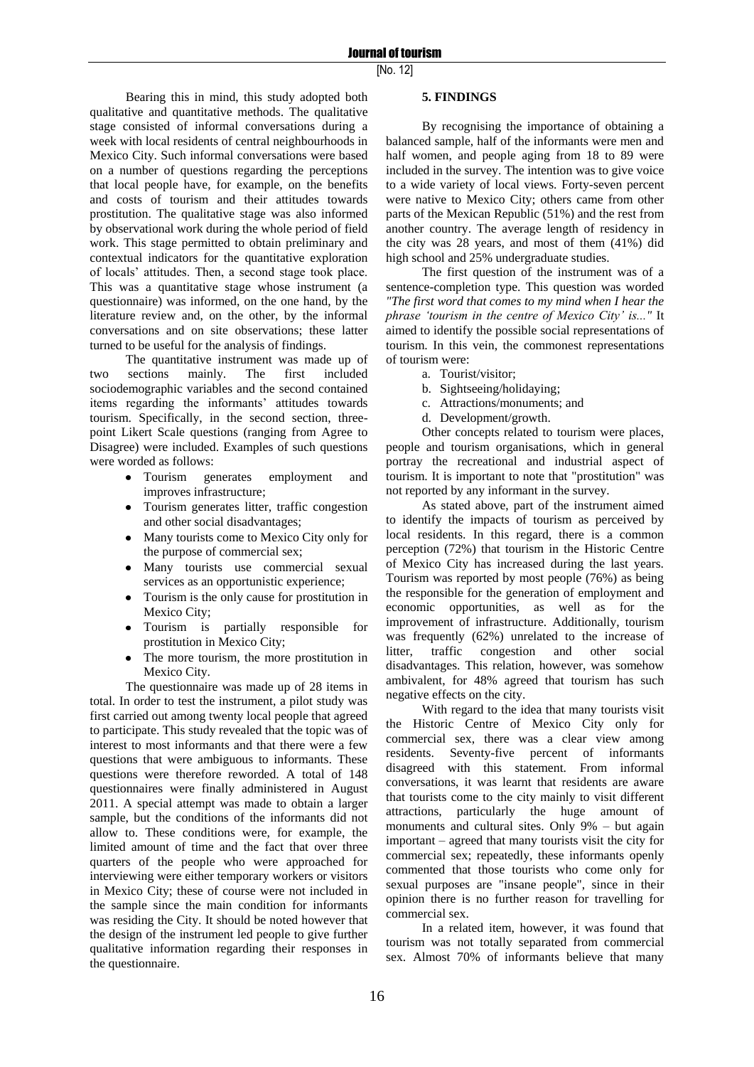Bearing this in mind, this study adopted both qualitative and quantitative methods. The qualitative stage consisted of informal conversations during a week with local residents of central neighbourhoods in Mexico City. Such informal conversations were based on a number of questions regarding the perceptions that local people have, for example, on the benefits and costs of tourism and their attitudes towards prostitution. The qualitative stage was also informed by observational work during the whole period of field work. This stage permitted to obtain preliminary and contextual indicators for the quantitative exploration of locals' attitudes. Then, a second stage took place. This was a quantitative stage whose instrument (a questionnaire) was informed, on the one hand, by the literature review and, on the other, by the informal conversations and on site observations; these latter turned to be useful for the analysis of findings.

The quantitative instrument was made up of two sections mainly. The first included sociodemographic variables and the second contained items regarding the informants' attitudes towards tourism. Specifically, in the second section, three-point Likert Scale questions (ranging from Agree to Disagree) were included. Examples of such questions were worded as follows:

- Tourism generates employment and improves infrastructure;
- Tourism generates litter, traffic congestion and other social disadvantages;
- Many tourists come to Mexico City only for the purpose of commercial sex;
- Many tourists use commercial sexual services as an opportunistic experience;
- Tourism is the only cause for prostitution in Mexico City;
- Tourism is partially responsible for prostitution in Mexico City;
- The more tourism, the more prostitution in Mexico City.

The questionnaire was made up of 28 items in total. In order to test the instrument, a pilot study was first carried out among twenty local people that agreed to participate. This study revealed that the topic was of interest to most informants and that there were a few questions that were ambiguous to informants. These questions were therefore reworded. A total of 148 questionnaires were finally administered in August 2011. A special attempt was made to obtain a larger sample, but the conditions of the informants did not allow to. These conditions were, for example, the limited amount of time and the fact that over three quarters of the people who were approached for interviewing were either temporary workers or visitors in Mexico City; these of course were not included in the sample since the main condition for informants was residing the City. It should be noted however that the design of the instrument led people to give further qualitative information regarding their responses in the questionnaire.

## 5. FINDINGS

By recognising the importance of obtaining a balanced sample, half of the informants were men and half women, and people aging from 18 to 89 were included in the survey. The intention was to give voice to a wide variety of local views. Forty-seven percent were native to Mexico City; others came from other parts of the Mexican Republic (51%) and the rest from another country. The average length of residency in the city was 28 years, and most of them (41%) did high school and 25% undergraduate studies.

The first question of the instrument was of a sentence-completion type. This question was worded *"The first word that comes to my mind when I hear the phrase 'tourism in the centre of Mexico City' is..."* It aimed to identify the possible social representations of tourism. In this vein, the commonest representations of tourism were:

a. Tourist/visitor;
b. Sightseeing/holidaying;
c. Attractions/monuments; and
d. Development/growth.

Other concepts related to tourism were places, people and tourism organisations, which in general portray the recreational and industrial aspect of tourism. It is important to note that "prostitution" was not reported by any informant in the survey.

As stated above, part of the instrument aimed to identify the impacts of tourism as perceived by local residents. In this regard, there is a common perception (72%) that tourism in the Historic Centre of Mexico City has increased during the last years. Tourism was reported by most people (76%) as being the responsible for the generation of employment and economic opportunities, as well as for the improvement of infrastructure. Additionally, tourism was frequently (62%) unrelated to the increase of litter, traffic congestion and other social disadvantages. This relation, however, was somehow ambivalent, for 48% agreed that tourism has such negative effects on the city.

With regard to the idea that many tourists visit the Historic Centre of Mexico City only for commercial sex, there was a clear view among residents. Seventy-five percent of informants disagreed with this statement. From informal conversations, it was learnt that residents are aware that tourists come to the city mainly to visit different attractions, particularly the huge amount of monuments and cultural sites. Only 9% – but again important – agreed that many tourists visit the city for commercial sex; repeatedly, these informants openly commented that those tourists who come only for sexual purposes are "insane people", since in their opinion there is no further reason for travelling for commercial sex.

In a related item, however, it was found that tourism was not totally separated from commercial sex. Almost 70% of informants believe that many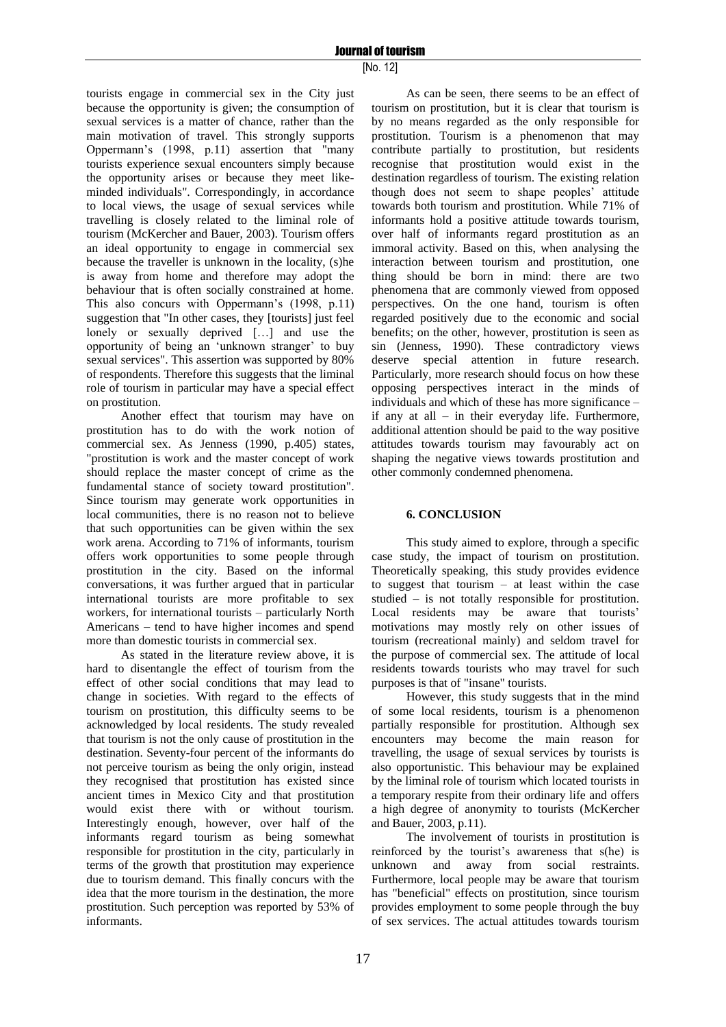tourists engage in commercial sex in the City just because the opportunity is given; the consumption of sexual services is a matter of chance, rather than the main motivation of travel. This strongly supports Oppermann's (1998, p.11) assertion that "many tourists experience sexual encounters simply because the opportunity arises or because they meet like-minded individuals". Correspondingly, in accordance to local views, the usage of sexual services while travelling is closely related to the liminal role of tourism (McKercher and Bauer, 2003). Tourism offers an ideal opportunity to engage in commercial sex because the traveller is unknown in the locality, (s)he is away from home and therefore may adopt the behaviour that is often socially constrained at home. This also concurs with Oppermann's (1998, p.11) suggestion that "In other cases, they [tourists] just feel lonely or sexually deprived […] and use the opportunity of being an 'unknown stranger' to buy sexual services". This assertion was supported by 80% of respondents. Therefore this suggests that the liminal role of tourism in particular may have a special effect on prostitution.

Another effect that tourism may have on prostitution has to do with the work notion of commercial sex. As Jenness (1990, p.405) states, "prostitution is work and the master concept of work should replace the master concept of crime as the fundamental stance of society toward prostitution". Since tourism may generate work opportunities in local communities, there is no reason not to believe that such opportunities can be given within the sex work arena. According to 71% of informants, tourism offers work opportunities to some people through prostitution in the city. Based on the informal conversations, it was further argued that in particular international tourists are more profitable to sex workers, for international tourists – particularly North Americans – tend to have higher incomes and spend more than domestic tourists in commercial sex.

As stated in the literature review above, it is hard to disentangle the effect of tourism from the effect of other social conditions that may lead to change in societies. With regard to the effects of tourism on prostitution, this difficulty seems to be acknowledged by local residents. The study revealed that tourism is not the only cause of prostitution in the destination. Seventy-four percent of the informants do not perceive tourism as being the only origin, instead they recognised that prostitution has existed since ancient times in Mexico City and that prostitution would exist there with or without tourism. Interestingly enough, however, over half of the informants regard tourism as being somewhat responsible for prostitution in the city, particularly in terms of the growth that prostitution may experience due to tourism demand. This finally concurs with the idea that the more tourism in the destination, the more prostitution. Such perception was reported by 53% of informants.

As can be seen, there seems to be an effect of tourism on prostitution, but it is clear that tourism is by no means regarded as the only responsible for prostitution. Tourism is a phenomenon that may contribute partially to prostitution, but residents recognise that prostitution would exist in the destination regardless of tourism. The existing relation though does not seem to shape peoples' attitude towards both tourism and prostitution. While 71% of informants hold a positive attitude towards tourism, over half of informants regard prostitution as an immoral activity. Based on this, when analysing the interaction between tourism and prostitution, one thing should be born in mind: there are two phenomena that are commonly viewed from opposed perspectives. On the one hand, tourism is often regarded positively due to the economic and social benefits; on the other, however, prostitution is seen as sin (Jenness, 1990). These contradictory views deserve special attention in future research. Particularly, more research should focus on how these opposing perspectives interact in the minds of individuals and which of these has more significance – if any at all – in their everyday life. Furthermore, additional attention should be paid to the way positive attitudes towards tourism may favourably act on shaping the negative views towards prostitution and other commonly condemned phenomena.

## 6. CONCLUSION

This study aimed to explore, through a specific case study, the impact of tourism on prostitution. Theoretically speaking, this study provides evidence to suggest that tourism – at least within the case studied – is not totally responsible for prostitution. Local residents may be aware that tourists' motivations may mostly rely on other issues of tourism (recreational mainly) and seldom travel for the purpose of commercial sex. The attitude of local residents towards tourists who may travel for such purposes is that of "insane" tourists.

However, this study suggests that in the mind of some local residents, tourism is a phenomenon partially responsible for prostitution. Although sex encounters may become the main reason for travelling, the usage of sexual services by tourists is also opportunistic. This behaviour may be explained by the liminal role of tourism which located tourists in a temporary respite from their ordinary life and offers a high degree of anonymity to tourists (McKercher and Bauer, 2003, p.11).

The involvement of tourists in prostitution is reinforced by the tourist's awareness that s(he) is unknown and away from social restraints. Furthermore, local people may be aware that tourism has "beneficial" effects on prostitution, since tourism provides employment to some people through the buy of sex services. The actual attitudes towards tourism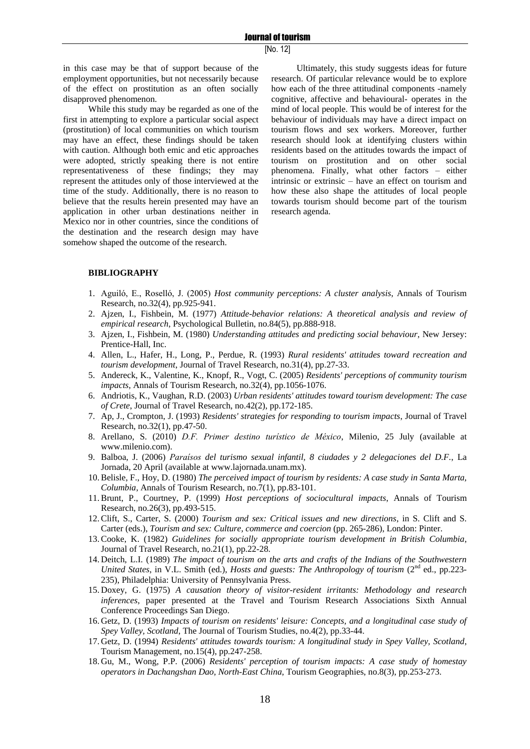in this case may be that of support because of the employment opportunities, but not necessarily because of the effect on prostitution as an often socially disapproved phenomenon.

While this study may be regarded as one of the first in attempting to explore a particular social aspect (prostitution) of local communities on which tourism may have an effect, these findings should be taken with caution. Although both emic and etic approaches were adopted, strictly speaking there is not entire representativeness of these findings; they may represent the attitudes only of those interviewed at the time of the study. Additionally, there is no reason to believe that the results herein presented may have an application in other urban destinations neither in Mexico nor in other countries, since the conditions of the destination and the research design may have somehow shaped the outcome of the research.

Ultimately, this study suggests ideas for future research. Of particular relevance would be to explore how each of the three attitudinal components -namely cognitive, affective and behavioural- operates in the mind of local people. This would be of interest for the behaviour of individuals may have a direct impact on tourism flows and sex workers. Moreover, further research should look at identifying clusters within residents based on the attitudes towards the impact of tourism on prostitution and on other social phenomena. Finally, what other factors – either intrinsic or extrinsic – have an effect on tourism and how these also shape the attitudes of local people towards tourism should become part of the tourism research agenda.

## BIBLIOGRAPHY

1. Aguiló, E., Roselló, J. (2005) *Host community perceptions: A cluster analysis*, Annals of Tourism Research, no.32(4), pp.925-941.
2. Ajzen, I., Fishbein, M. (1977) *Attitude-behavior relations: A theoretical analysis and review of empirical research*, Psychological Bulletin, no.84(5), pp.888-918.
3. Ajzen, I., Fishbein, M. (1980) *Understanding attitudes and predicting social behaviour*, New Jersey: Prentice-Hall, Inc.
4. Allen, L., Hafer, H., Long, P., Perdue, R. (1993) *Rural residents' attitudes toward recreation and tourism development*, Journal of Travel Research, no.31(4), pp.27-33.
5. Andereck, K., Valentine, K., Knopf, R., Vogt, C. (2005) *Residents' perceptions of community tourism impacts*, Annals of Tourism Research, no.32(4), pp.1056-1076.
6. Andriotis, K., Vaughan, R.D. (2003) *Urban residents' attitudes toward tourism development: The case of Crete*, Journal of Travel Research, no.42(2), pp.172-185.
7. Ap, J., Crompton, J. (1993) *Residents' strategies for responding to tourism impacts*, Journal of Travel Research, no.32(1), pp.47-50.
8. Arellano, S. (2010) *D.F. Primer destino turístico de México*, Milenio, 25 July (available at www.milenio.com).
9. Balboa, J. (2006) *Paraísos del turismo sexual infantil, 8 ciudades y 2 delegaciones del D.F.*, La Jornada, 20 April (available at www.lajornada.unam.mx).
10. Belisle, F., Hoy, D. (1980) *The perceived impact of tourism by residents: A case study in Santa Marta, Columbia*, Annals of Tourism Research, no.7(1), pp.83-101.
11. Brunt, P., Courtney, P. (1999) *Host perceptions of sociocultural impacts*, Annals of Tourism Research, no.26(3), pp.493-515.
12. Clift, S., Carter, S. (2000) *Tourism and sex: Critical issues and new directions*, in S. Clift and S. Carter (eds.), *Tourism and sex: Culture, commerce and coercion* (pp. 265-286), London: Pinter.
13. Cooke, K. (1982) *Guidelines for socially appropriate tourism development in British Columbia*, Journal of Travel Research, no.21(1), pp.22-28.
14. Deitch, L.I. (1989) *The impact of tourism on the arts and crafts of the Indians of the Southwestern United States*, in V.L. Smith (ed.), *Hosts and guests: The Anthropology of tourism* (2nd ed., pp.223-235), Philadelphia: University of Pennsylvania Press.
15. Doxey, G. (1975) *A causation theory of visitor-resident irritants: Methodology and research inferences*, paper presented at the Travel and Tourism Research Associations Sixth Annual Conference Proceedings San Diego.
16. Getz, D. (1993) *Impacts of tourism on residents' leisure: Concepts, and a longitudinal case study of Spey Valley, Scotland*, The Journal of Tourism Studies, no.4(2), pp.33-44.
17. Getz, D. (1994) *Residents' attitudes towards tourism: A longitudinal study in Spey Valley, Scotland*, Tourism Management, no.15(4), pp.247-258.
18. Gu, M., Wong, P.P. (2006) *Residents' perception of tourism impacts: A case study of homestay operators in Dachangshan Dao, North-East China*, Tourism Geographies, no.8(3), pp.253-273.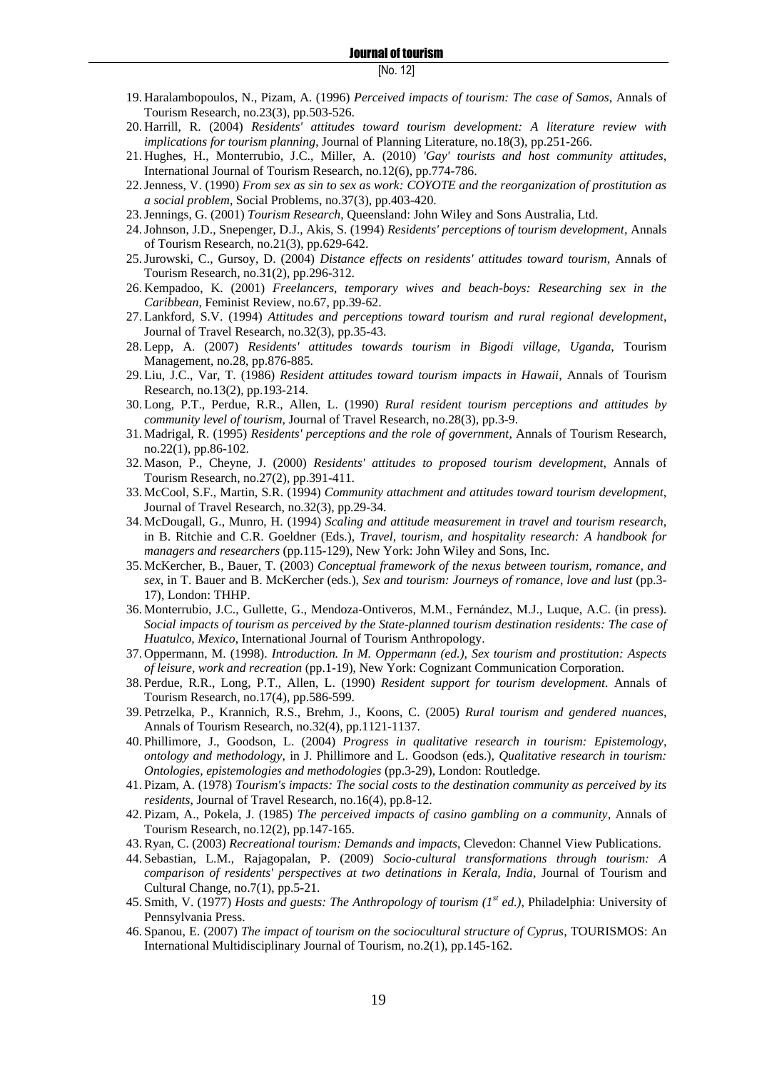19. Haralambopoulos, N., Pizam, A. (1996) *Perceived impacts of tourism: The case of Samos*, Annals of Tourism Research, no.23(3), pp.503-526.
20. Harrill, R. (2004) *Residents' attitudes toward tourism development: A literature review with implications for tourism planning*, Journal of Planning Literature, no.18(3), pp.251-266.
21. Hughes, H., Monterrubio, J.C., Miller, A. (2010) *'Gay' tourists and host community attitudes*, International Journal of Tourism Research, no.12(6), pp.774-786.
22. Jenness, V. (1990) *From sex as sin to sex as work: COYOTE and the reorganization of prostitution as a social problem*, Social Problems, no.37(3), pp.403-420.
23. Jennings, G. (2001) *Tourism Research*, Queensland: John Wiley and Sons Australia, Ltd.
24. Johnson, J.D., Snepenger, D.J., Akis, S. (1994) *Residents' perceptions of tourism development*, Annals of Tourism Research, no.21(3), pp.629-642.
25. Jurowski, C., Gursoy, D. (2004) *Distance effects on residents' attitudes toward tourism*, Annals of Tourism Research, no.31(2), pp.296-312.
26. Kempadoo, K. (2001) *Freelancers, temporary wives and beach-boys: Researching sex in the Caribbean*, Feminist Review, no.67, pp.39-62.
27. Lankford, S.V. (1994) *Attitudes and perceptions toward tourism and rural regional development*, Journal of Travel Research, no.32(3), pp.35-43.
28. Lepp, A. (2007) *Residents' attitudes towards tourism in Bigodi village, Uganda*, Tourism Management, no.28, pp.876-885.
29. Liu, J.C., Var, T. (1986) *Resident attitudes toward tourism impacts in Hawaii*, Annals of Tourism Research, no.13(2), pp.193-214.
30. Long, P.T., Perdue, R.R., Allen, L. (1990) *Rural resident tourism perceptions and attitudes by community level of tourism*, Journal of Travel Research, no.28(3), pp.3-9.
31. Madrigal, R. (1995) *Residents' perceptions and the role of government*, Annals of Tourism Research, no.22(1), pp.86-102.
32. Mason, P., Cheyne, J. (2000) *Residents' attitudes to proposed tourism development*, Annals of Tourism Research, no.27(2), pp.391-411.
33. McCool, S.F., Martin, S.R. (1994) *Community attachment and attitudes toward tourism development*, Journal of Travel Research, no.32(3), pp.29-34.
34. McDougall, G., Munro, H. (1994) *Scaling and attitude measurement in travel and tourism research*, in B. Ritchie and C.R. Goeldner (Eds.), *Travel, tourism, and hospitality research: A handbook for managers and researchers* (pp.115-129), New York: John Wiley and Sons, Inc.
35. McKercher, B., Bauer, T. (2003) *Conceptual framework of the nexus between tourism, romance, and sex*, in T. Bauer and B. McKercher (eds.), *Sex and tourism: Journeys of romance, love and lust* (pp.3-17), London: THHP.
36. Monterrubio, J.C., Gullette, G., Mendoza-Ontiveros, M.M., Fernández, M.J., Luque, A.C. (in press). *Social impacts of tourism as perceived by the State-planned tourism destination residents: The case of Huatulco, Mexico*, International Journal of Tourism Anthropology.
37. Oppermann, M. (1998). *Introduction. In M. Oppermann (ed.), Sex tourism and prostitution: Aspects of leisure, work and recreation* (pp.1-19), New York: Cognizant Communication Corporation.
38. Perdue, R.R., Long, P.T., Allen, L. (1990) *Resident support for tourism development*. Annals of Tourism Research, no.17(4), pp.586-599.
39. Petrzelka, P., Krannich, R.S., Brehm, J., Koons, C. (2005) *Rural tourism and gendered nuances*, Annals of Tourism Research, no.32(4), pp.1121-1137.
40. Phillimore, J., Goodson, L. (2004) *Progress in qualitative research in tourism: Epistemology, ontology and methodology*, in J. Phillimore and L. Goodson (eds.), *Qualitative research in tourism: Ontologies, epistemologies and methodologies* (pp.3-29), London: Routledge.
41. Pizam, A. (1978) *Tourism's impacts: The social costs to the destination community as perceived by its residents*, Journal of Travel Research, no.16(4), pp.8-12.
42. Pizam, A., Pokela, J. (1985) *The perceived impacts of casino gambling on a community*, Annals of Tourism Research, no.12(2), pp.147-165.
43. Ryan, C. (2003) *Recreational tourism: Demands and impacts*, Clevedon: Channel View Publications.
44. Sebastian, L.M., Rajagopalan, P. (2009) *Socio-cultural transformations through tourism: A comparison of residents' perspectives at two detinations in Kerala, India*, Journal of Tourism and Cultural Change, no.7(1), pp.5-21.
45. Smith, V. (1977) *Hosts and guests: The Anthropology of tourism (1st ed.)*, Philadelphia: University of Pennsylvania Press.
46. Spanou, E. (2007) *The impact of tourism on the sociocultural structure of Cyprus*, TOURISMOS: An International Multidisciplinary Journal of Tourism, no.2(1), pp.145-162.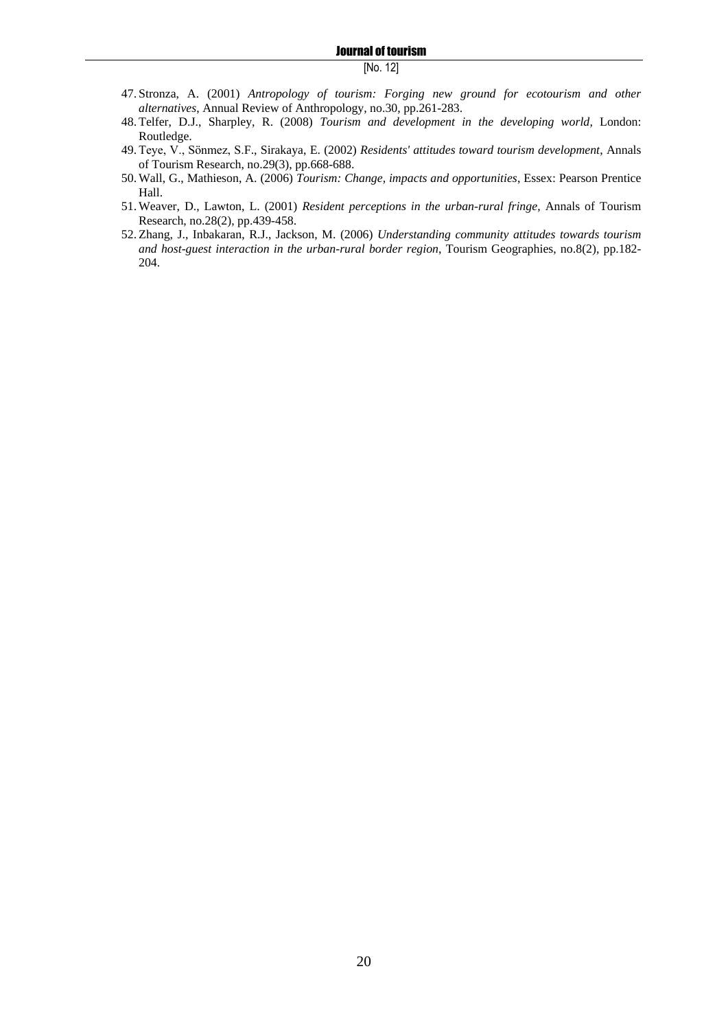47. Stronza, A. (2001) *Antropology of tourism: Forging new ground for ecotourism and other alternatives*, Annual Review of Anthropology, no.30, pp.261-283.
48. Telfer, D.J., Sharpley, R. (2008) *Tourism and development in the developing world*, London: Routledge.
49. Teye, V., Sönmez, S.F., Sirakaya, E. (2002) *Residents' attitudes toward tourism development*, Annals of Tourism Research, no.29(3), pp.668-688.
50. Wall, G., Mathieson, A. (2006) *Tourism: Change, impacts and opportunities*, Essex: Pearson Prentice Hall.
51. Weaver, D., Lawton, L. (2001) *Resident perceptions in the urban-rural fringe*, Annals of Tourism Research, no.28(2), pp.439-458.
52. Zhang, J., Inbakaran, R.J., Jackson, M. (2006) *Understanding community attitudes towards tourism and host-guest interaction in the urban-rural border region*, Tourism Geographies, no.8(2), pp.182-204.